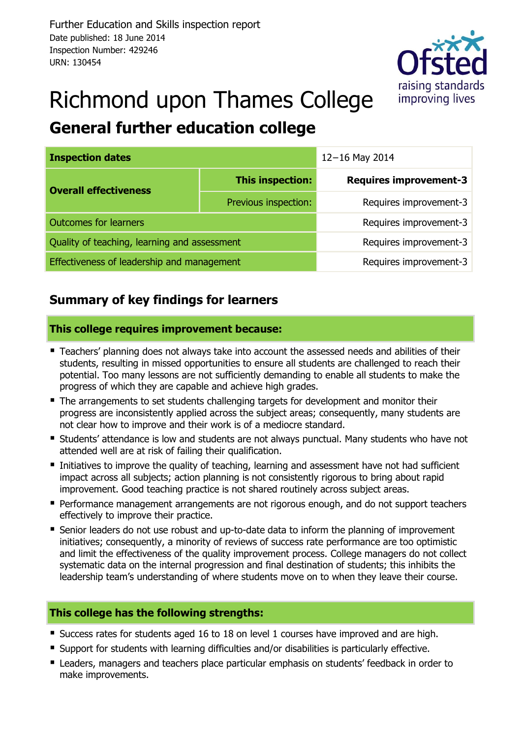Further Education and Skills inspection report
Date published: 18 June 2014
Inspection Number: 429246
URN: 130454

# Richmond upon Thames College

## General further education college

| Inspection dates | | 12–16 May 2014 |
|---|---|---|
| Overall effectiveness | **This inspection:** | **Requires improvement-3** |
| | Previous inspection: | Requires improvement-3 |
| Outcomes for learners | | Requires improvement-3 |
| Quality of teaching, learning and assessment | | Requires improvement-3 |
| Effectiveness of leadership and management | | Requires improvement-3 |

## Summary of key findings for learners

### This college requires improvement because:

- Teachers' planning does not always take into account the assessed needs and abilities of their students, resulting in missed opportunities to ensure all students are challenged to reach their potential. Too many lessons are not sufficiently demanding to enable all students to make the progress of which they are capable and achieve high grades.
- The arrangements to set students challenging targets for development and monitor their progress are inconsistently applied across the subject areas; consequently, many students are not clear how to improve and their work is of a mediocre standard.
- Students' attendance is low and students are not always punctual. Many students who have not attended well are at risk of failing their qualification.
- Initiatives to improve the quality of teaching, learning and assessment have not had sufficient impact across all subjects; action planning is not consistently rigorous to bring about rapid improvement. Good teaching practice is not shared routinely across subject areas.
- Performance management arrangements are not rigorous enough, and do not support teachers effectively to improve their practice.
- Senior leaders do not use robust and up-to-date data to inform the planning of improvement initiatives; consequently, a minority of reviews of success rate performance are too optimistic and limit the effectiveness of the quality improvement process. College managers do not collect systematic data on the internal progression and final destination of students; this inhibits the leadership team's understanding of where students move on to when they leave their course.

### This college has the following strengths:

- Success rates for students aged 16 to 18 on level 1 courses have improved and are high.
- Support for students with learning difficulties and/or disabilities is particularly effective.
- Leaders, managers and teachers place particular emphasis on students' feedback in order to make improvements.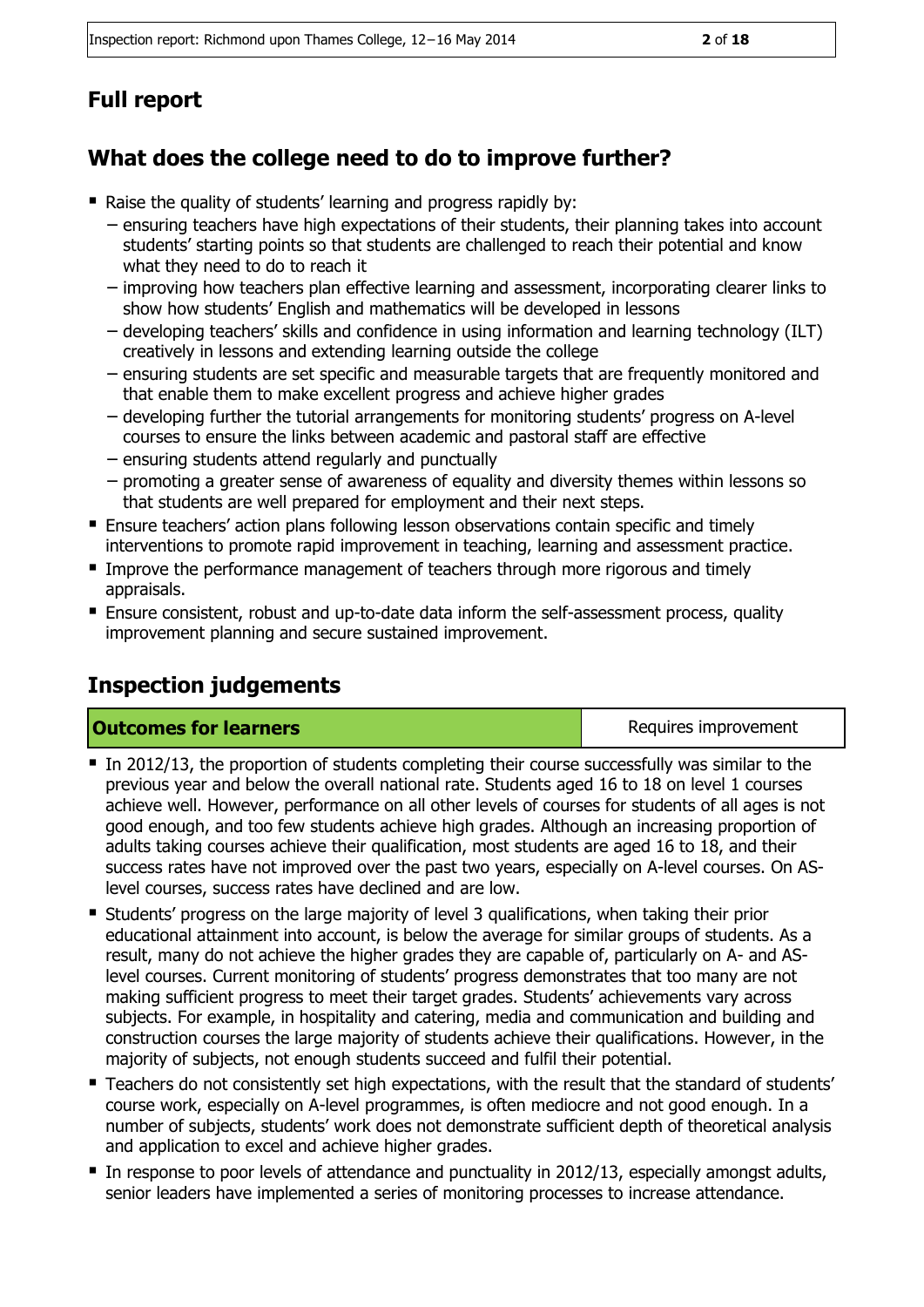## Full report

## What does the college need to do to improve further?

- Raise the quality of students' learning and progress rapidly by:
  - ensuring teachers have high expectations of their students, their planning takes into account students' starting points so that students are challenged to reach their potential and know what they need to do to reach it
  - improving how teachers plan effective learning and assessment, incorporating clearer links to show how students' English and mathematics will be developed in lessons
  - developing teachers' skills and confidence in using information and learning technology (ILT) creatively in lessons and extending learning outside the college
  - ensuring students are set specific and measurable targets that are frequently monitored and that enable them to make excellent progress and achieve higher grades
  - developing further the tutorial arrangements for monitoring students' progress on A-level courses to ensure the links between academic and pastoral staff are effective
  - ensuring students attend regularly and punctually
  - promoting a greater sense of awareness of equality and diversity themes within lessons so that students are well prepared for employment and their next steps.
- Ensure teachers' action plans following lesson observations contain specific and timely interventions to promote rapid improvement in teaching, learning and assessment practice.
- Improve the performance management of teachers through more rigorous and timely appraisals.
- Ensure consistent, robust and up-to-date data inform the self-assessment process, quality improvement planning and secure sustained improvement.

## Inspection judgements

| Outcomes for learners | Requires improvement |
|---|---|

- In 2012/13, the proportion of students completing their course successfully was similar to the previous year and below the overall national rate. Students aged 16 to 18 on level 1 courses achieve well. However, performance on all other levels of courses for students of all ages is not good enough, and too few students achieve high grades. Although an increasing proportion of adults taking courses achieve their qualification, most students are aged 16 to 18, and their success rates have not improved over the past two years, especially on A-level courses. On AS-level courses, success rates have declined and are low.
- Students' progress on the large majority of level 3 qualifications, when taking their prior educational attainment into account, is below the average for similar groups of students. As a result, many do not achieve the higher grades they are capable of, particularly on A- and AS-level courses. Current monitoring of students' progress demonstrates that too many are not making sufficient progress to meet their target grades. Students' achievements vary across subjects. For example, in hospitality and catering, media and communication and building and construction courses the large majority of students achieve their qualifications. However, in the majority of subjects, not enough students succeed and fulfil their potential.
- Teachers do not consistently set high expectations, with the result that the standard of students' course work, especially on A-level programmes, is often mediocre and not good enough. In a number of subjects, students' work does not demonstrate sufficient depth of theoretical analysis and application to excel and achieve higher grades.
- In response to poor levels of attendance and punctuality in 2012/13, especially amongst adults, senior leaders have implemented a series of monitoring processes to increase attendance.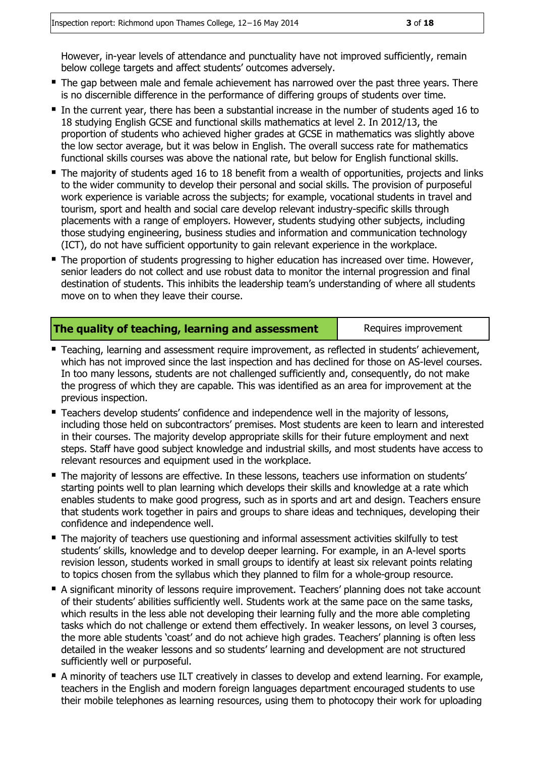However, in-year levels of attendance and punctuality have not improved sufficiently, remain below college targets and affect students' outcomes adversely.

- The gap between male and female achievement has narrowed over the past three years. There is no discernible difference in the performance of differing groups of students over time.
- In the current year, there has been a substantial increase in the number of students aged 16 to 18 studying English GCSE and functional skills mathematics at level 2. In 2012/13, the proportion of students who achieved higher grades at GCSE in mathematics was slightly above the low sector average, but it was below in English. The overall success rate for mathematics functional skills courses was above the national rate, but below for English functional skills.
- The majority of students aged 16 to 18 benefit from a wealth of opportunities, projects and links to the wider community to develop their personal and social skills. The provision of purposeful work experience is variable across the subjects; for example, vocational students in travel and tourism, sport and health and social care develop relevant industry-specific skills through placements with a range of employers. However, students studying other subjects, including those studying engineering, business studies and information and communication technology (ICT), do not have sufficient opportunity to gain relevant experience in the workplace.
- The proportion of students progressing to higher education has increased over time. However, senior leaders do not collect and use robust data to monitor the internal progression and final destination of students. This inhibits the leadership team's understanding of where all students move on to when they leave their course.

| **The quality of teaching, learning and assessment** | Requires improvement |
| --- | --- |

- Teaching, learning and assessment require improvement, as reflected in students' achievement, which has not improved since the last inspection and has declined for those on AS-level courses. In too many lessons, students are not challenged sufficiently and, consequently, do not make the progress of which they are capable. This was identified as an area for improvement at the previous inspection.
- Teachers develop students' confidence and independence well in the majority of lessons, including those held on subcontractors' premises. Most students are keen to learn and interested in their courses. The majority develop appropriate skills for their future employment and next steps. Staff have good subject knowledge and industrial skills, and most students have access to relevant resources and equipment used in the workplace.
- The majority of lessons are effective. In these lessons, teachers use information on students' starting points well to plan learning which develops their skills and knowledge at a rate which enables students to make good progress, such as in sports and art and design. Teachers ensure that students work together in pairs and groups to share ideas and techniques, developing their confidence and independence well.
- The majority of teachers use questioning and informal assessment activities skilfully to test students' skills, knowledge and to develop deeper learning. For example, in an A-level sports revision lesson, students worked in small groups to identify at least six relevant points relating to topics chosen from the syllabus which they planned to film for a whole-group resource.
- A significant minority of lessons require improvement. Teachers' planning does not take account of their students' abilities sufficiently well. Students work at the same pace on the same tasks, which results in the less able not developing their learning fully and the more able completing tasks which do not challenge or extend them effectively. In weaker lessons, on level 3 courses, the more able students 'coast' and do not achieve high grades. Teachers' planning is often less detailed in the weaker lessons and so students' learning and development are not structured sufficiently well or purposeful.
- A minority of teachers use ILT creatively in classes to develop and extend learning. For example, teachers in the English and modern foreign languages department encouraged students to use their mobile telephones as learning resources, using them to photocopy their work for uploading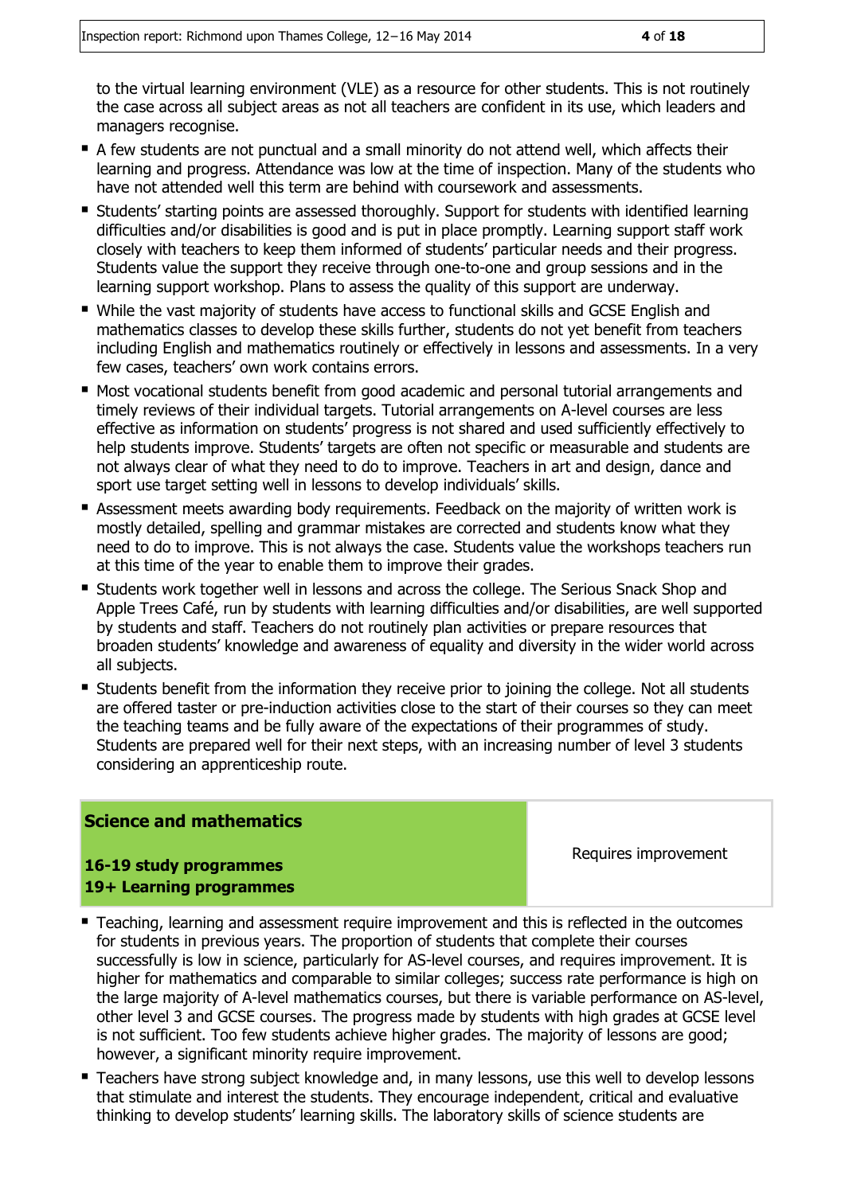to the virtual learning environment (VLE) as a resource for other students. This is not routinely the case across all subject areas as not all teachers are confident in its use, which leaders and managers recognise.

- A few students are not punctual and a small minority do not attend well, which affects their learning and progress. Attendance was low at the time of inspection. Many of the students who have not attended well this term are behind with coursework and assessments.
- Students' starting points are assessed thoroughly. Support for students with identified learning difficulties and/or disabilities is good and is put in place promptly. Learning support staff work closely with teachers to keep them informed of students' particular needs and their progress. Students value the support they receive through one-to-one and group sessions and in the learning support workshop. Plans to assess the quality of this support are underway.
- While the vast majority of students have access to functional skills and GCSE English and mathematics classes to develop these skills further, students do not yet benefit from teachers including English and mathematics routinely or effectively in lessons and assessments. In a very few cases, teachers' own work contains errors.
- Most vocational students benefit from good academic and personal tutorial arrangements and timely reviews of their individual targets. Tutorial arrangements on A-level courses are less effective as information on students' progress is not shared and used sufficiently effectively to help students improve. Students' targets are often not specific or measurable and students are not always clear of what they need to do to improve. Teachers in art and design, dance and sport use target setting well in lessons to develop individuals' skills.
- Assessment meets awarding body requirements. Feedback on the majority of written work is mostly detailed, spelling and grammar mistakes are corrected and students know what they need to do to improve. This is not always the case. Students value the workshops teachers run at this time of the year to enable them to improve their grades.
- Students work together well in lessons and across the college. The Serious Snack Shop and Apple Trees Café, run by students with learning difficulties and/or disabilities, are well supported by students and staff. Teachers do not routinely plan activities or prepare resources that broaden students' knowledge and awareness of equality and diversity in the wider world across all subjects.
- Students benefit from the information they receive prior to joining the college. Not all students are offered taster or pre-induction activities close to the start of their courses so they can meet the teaching teams and be fully aware of the expectations of their programmes of study. Students are prepared well for their next steps, with an increasing number of level 3 students considering an apprenticeship route.

| **Science and mathematics**<br><br>**16-19 study programmes**<br>**19+ Learning programmes** | Requires improvement |
|---|---|

- Teaching, learning and assessment require improvement and this is reflected in the outcomes for students in previous years. The proportion of students that complete their courses successfully is low in science, particularly for AS-level courses, and requires improvement. It is higher for mathematics and comparable to similar colleges; success rate performance is high on the large majority of A-level mathematics courses, but there is variable performance on AS-level, other level 3 and GCSE courses. The progress made by students with high grades at GCSE level is not sufficient. Too few students achieve higher grades. The majority of lessons are good; however, a significant minority require improvement.
- Teachers have strong subject knowledge and, in many lessons, use this well to develop lessons that stimulate and interest the students. They encourage independent, critical and evaluative thinking to develop students' learning skills. The laboratory skills of science students are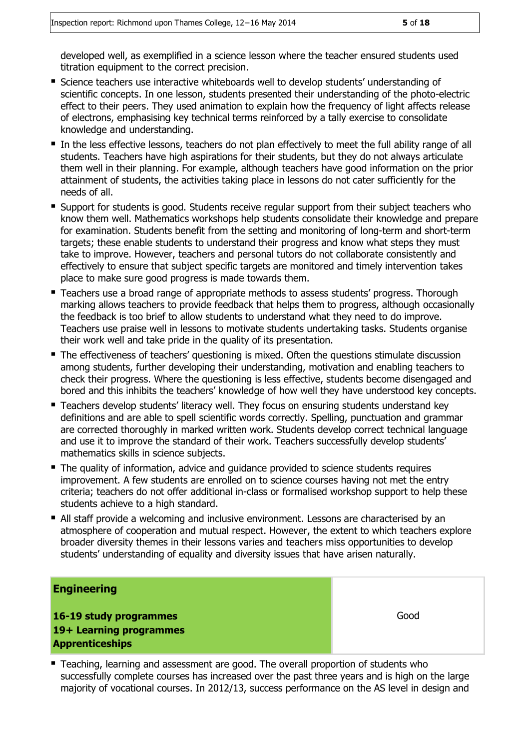developed well, as exemplified in a science lesson where the teacher ensured students used titration equipment to the correct precision.

- Science teachers use interactive whiteboards well to develop students' understanding of scientific concepts. In one lesson, students presented their understanding of the photo-electric effect to their peers. They used animation to explain how the frequency of light affects release of electrons, emphasising key technical terms reinforced by a tally exercise to consolidate knowledge and understanding.
- In the less effective lessons, teachers do not plan effectively to meet the full ability range of all students. Teachers have high aspirations for their students, but they do not always articulate them well in their planning. For example, although teachers have good information on the prior attainment of students, the activities taking place in lessons do not cater sufficiently for the needs of all.
- Support for students is good. Students receive regular support from their subject teachers who know them well. Mathematics workshops help students consolidate their knowledge and prepare for examination. Students benefit from the setting and monitoring of long-term and short-term targets; these enable students to understand their progress and know what steps they must take to improve. However, teachers and personal tutors do not collaborate consistently and effectively to ensure that subject specific targets are monitored and timely intervention takes place to make sure good progress is made towards them.
- Teachers use a broad range of appropriate methods to assess students' progress. Thorough marking allows teachers to provide feedback that helps them to progress, although occasionally the feedback is too brief to allow students to understand what they need to do improve. Teachers use praise well in lessons to motivate students undertaking tasks. Students organise their work well and take pride in the quality of its presentation.
- The effectiveness of teachers' questioning is mixed. Often the questions stimulate discussion among students, further developing their understanding, motivation and enabling teachers to check their progress. Where the questioning is less effective, students become disengaged and bored and this inhibits the teachers' knowledge of how well they have understood key concepts.
- Teachers develop students' literacy well. They focus on ensuring students understand key definitions and are able to spell scientific words correctly. Spelling, punctuation and grammar are corrected thoroughly in marked written work. Students develop correct technical language and use it to improve the standard of their work. Teachers successfully develop students' mathematics skills in science subjects.
- The quality of information, advice and guidance provided to science students requires improvement. A few students are enrolled on to science courses having not met the entry criteria; teachers do not offer additional in-class or formalised workshop support to help these students achieve to a high standard.
- All staff provide a welcoming and inclusive environment. Lessons are characterised by an atmosphere of cooperation and mutual respect. However, the extent to which teachers explore broader diversity themes in their lessons varies and teachers miss opportunities to develop students' understanding of equality and diversity issues that have arisen naturally.

| **Engineering**<br><br>**16-19 study programmes**<br>**19+ Learning programmes**<br>**Apprenticeships** | Good |
|---|---|

- Teaching, learning and assessment are good. The overall proportion of students who successfully complete courses has increased over the past three years and is high on the large majority of vocational courses. In 2012/13, success performance on the AS level in design and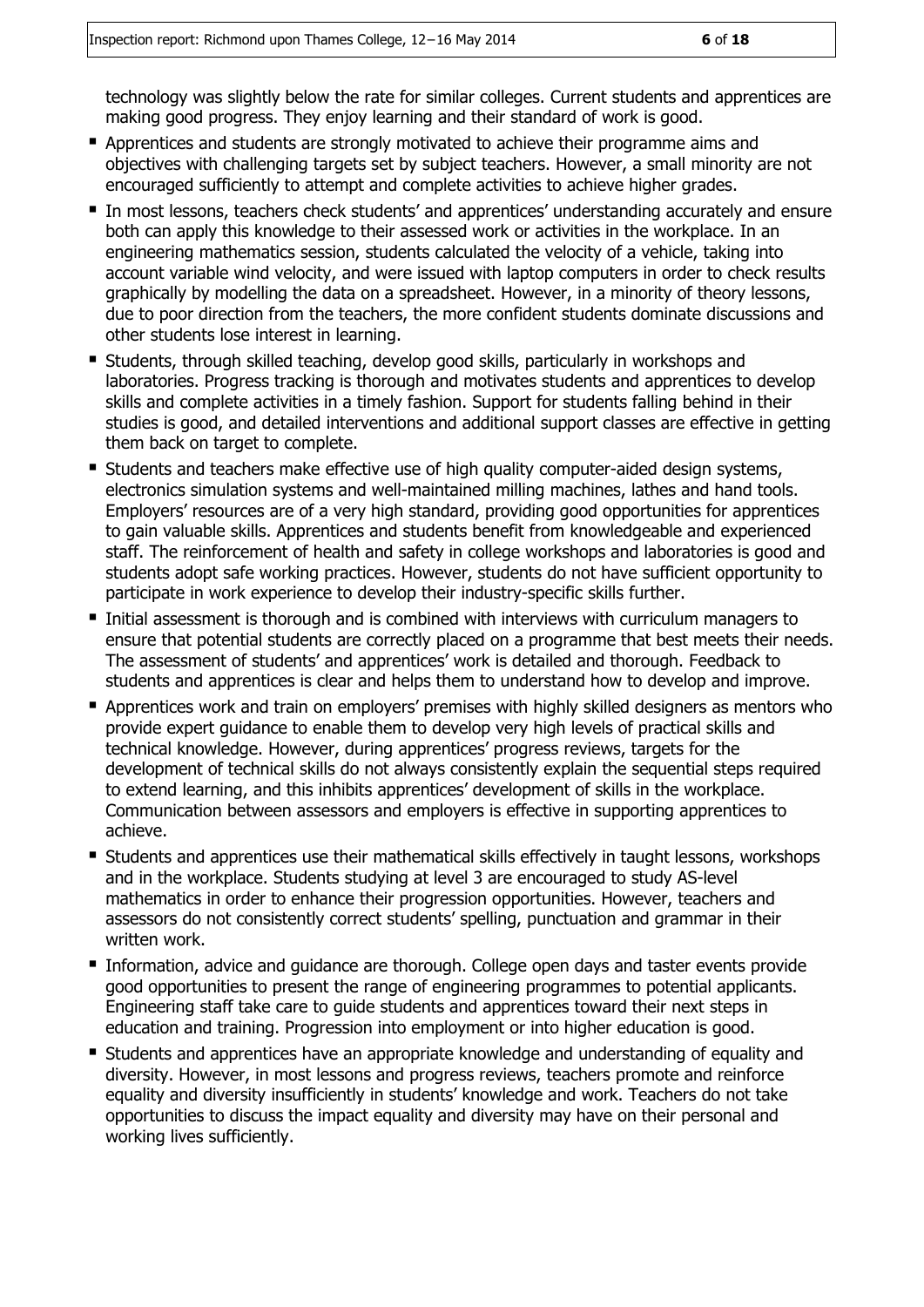technology was slightly below the rate for similar colleges. Current students and apprentices are making good progress. They enjoy learning and their standard of work is good.

- Apprentices and students are strongly motivated to achieve their programme aims and objectives with challenging targets set by subject teachers. However, a small minority are not encouraged sufficiently to attempt and complete activities to achieve higher grades.
- In most lessons, teachers check students' and apprentices' understanding accurately and ensure both can apply this knowledge to their assessed work or activities in the workplace. In an engineering mathematics session, students calculated the velocity of a vehicle, taking into account variable wind velocity, and were issued with laptop computers in order to check results graphically by modelling the data on a spreadsheet. However, in a minority of theory lessons, due to poor direction from the teachers, the more confident students dominate discussions and other students lose interest in learning.
- Students, through skilled teaching, develop good skills, particularly in workshops and laboratories. Progress tracking is thorough and motivates students and apprentices to develop skills and complete activities in a timely fashion. Support for students falling behind in their studies is good, and detailed interventions and additional support classes are effective in getting them back on target to complete.
- Students and teachers make effective use of high quality computer-aided design systems, electronics simulation systems and well-maintained milling machines, lathes and hand tools. Employers' resources are of a very high standard, providing good opportunities for apprentices to gain valuable skills. Apprentices and students benefit from knowledgeable and experienced staff. The reinforcement of health and safety in college workshops and laboratories is good and students adopt safe working practices. However, students do not have sufficient opportunity to participate in work experience to develop their industry-specific skills further.
- Initial assessment is thorough and is combined with interviews with curriculum managers to ensure that potential students are correctly placed on a programme that best meets their needs. The assessment of students' and apprentices' work is detailed and thorough. Feedback to students and apprentices is clear and helps them to understand how to develop and improve.
- Apprentices work and train on employers' premises with highly skilled designers as mentors who provide expert guidance to enable them to develop very high levels of practical skills and technical knowledge. However, during apprentices' progress reviews, targets for the development of technical skills do not always consistently explain the sequential steps required to extend learning, and this inhibits apprentices' development of skills in the workplace. Communication between assessors and employers is effective in supporting apprentices to achieve.
- Students and apprentices use their mathematical skills effectively in taught lessons, workshops and in the workplace. Students studying at level 3 are encouraged to study AS-level mathematics in order to enhance their progression opportunities. However, teachers and assessors do not consistently correct students' spelling, punctuation and grammar in their written work.
- Information, advice and guidance are thorough. College open days and taster events provide good opportunities to present the range of engineering programmes to potential applicants. Engineering staff take care to guide students and apprentices toward their next steps in education and training. Progression into employment or into higher education is good.
- Students and apprentices have an appropriate knowledge and understanding of equality and diversity. However, in most lessons and progress reviews, teachers promote and reinforce equality and diversity insufficiently in students' knowledge and work. Teachers do not take opportunities to discuss the impact equality and diversity may have on their personal and working lives sufficiently.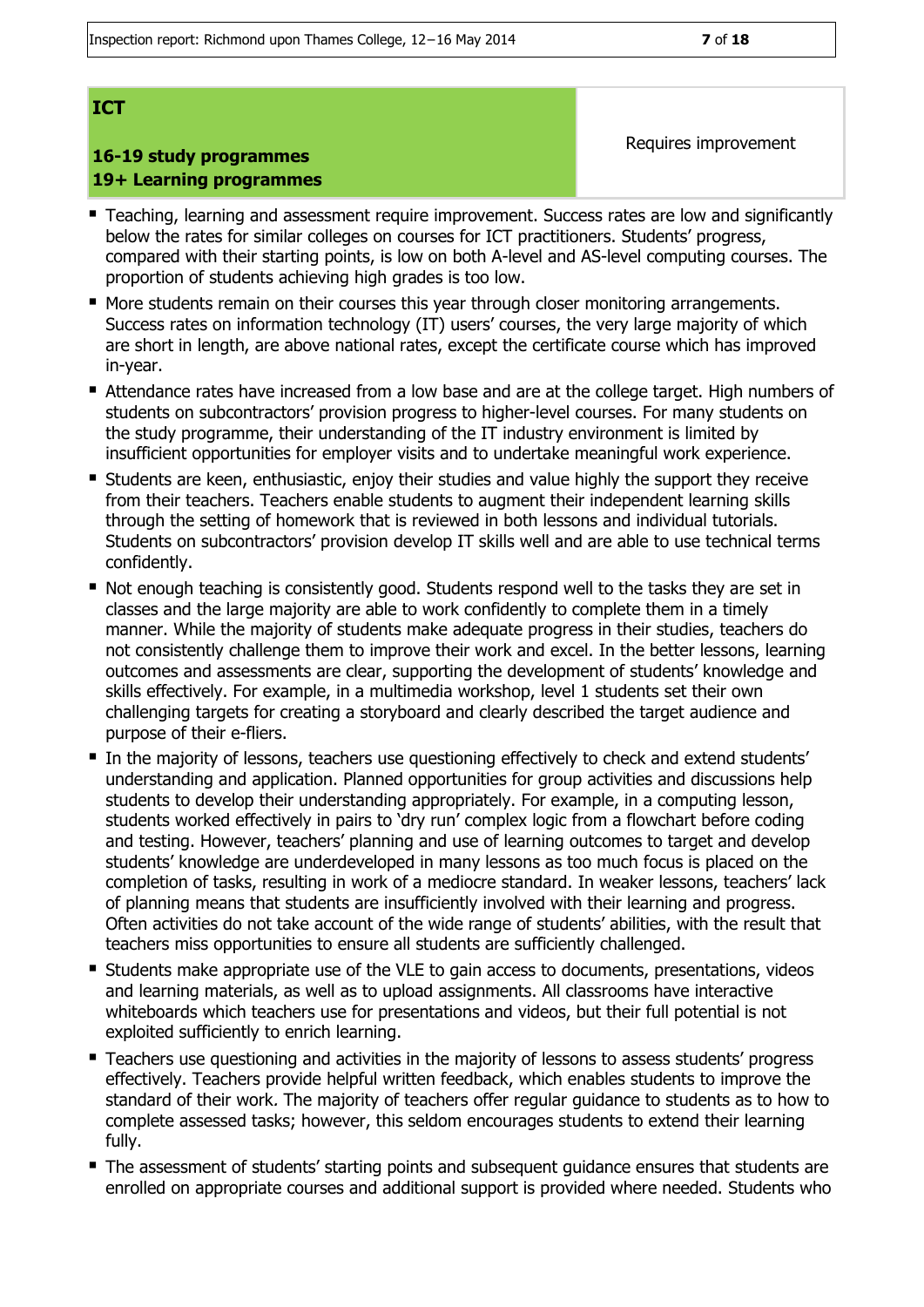| **ICT**<br><br>**16-19 study programmes**<br>**19+ Learning programmes** | Requires improvement |
|---|---|

- Teaching, learning and assessment require improvement. Success rates are low and significantly below the rates for similar colleges on courses for ICT practitioners. Students' progress, compared with their starting points, is low on both A-level and AS-level computing courses. The proportion of students achieving high grades is too low.
- More students remain on their courses this year through closer monitoring arrangements. Success rates on information technology (IT) users' courses, the very large majority of which are short in length, are above national rates, except the certificate course which has improved in-year.
- Attendance rates have increased from a low base and are at the college target. High numbers of students on subcontractors' provision progress to higher-level courses. For many students on the study programme, their understanding of the IT industry environment is limited by insufficient opportunities for employer visits and to undertake meaningful work experience.
- Students are keen, enthusiastic, enjoy their studies and value highly the support they receive from their teachers. Teachers enable students to augment their independent learning skills through the setting of homework that is reviewed in both lessons and individual tutorials. Students on subcontractors' provision develop IT skills well and are able to use technical terms confidently.
- Not enough teaching is consistently good. Students respond well to the tasks they are set in classes and the large majority are able to work confidently to complete them in a timely manner. While the majority of students make adequate progress in their studies, teachers do not consistently challenge them to improve their work and excel. In the better lessons, learning outcomes and assessments are clear, supporting the development of students' knowledge and skills effectively. For example, in a multimedia workshop, level 1 students set their own challenging targets for creating a storyboard and clearly described the target audience and purpose of their e-fliers.
- In the majority of lessons, teachers use questioning effectively to check and extend students' understanding and application. Planned opportunities for group activities and discussions help students to develop their understanding appropriately. For example, in a computing lesson, students worked effectively in pairs to 'dry run' complex logic from a flowchart before coding and testing. However, teachers' planning and use of learning outcomes to target and develop students' knowledge are underdeveloped in many lessons as too much focus is placed on the completion of tasks, resulting in work of a mediocre standard. In weaker lessons, teachers' lack of planning means that students are insufficiently involved with their learning and progress. Often activities do not take account of the wide range of students' abilities, with the result that teachers miss opportunities to ensure all students are sufficiently challenged.
- Students make appropriate use of the VLE to gain access to documents, presentations, videos and learning materials, as well as to upload assignments. All classrooms have interactive whiteboards which teachers use for presentations and videos, but their full potential is not exploited sufficiently to enrich learning.
- Teachers use questioning and activities in the majority of lessons to assess students' progress effectively. Teachers provide helpful written feedback, which enables students to improve the standard of their work. The majority of teachers offer regular guidance to students as to how to complete assessed tasks; however, this seldom encourages students to extend their learning fully.
- The assessment of students' starting points and subsequent guidance ensures that students are enrolled on appropriate courses and additional support is provided where needed. Students who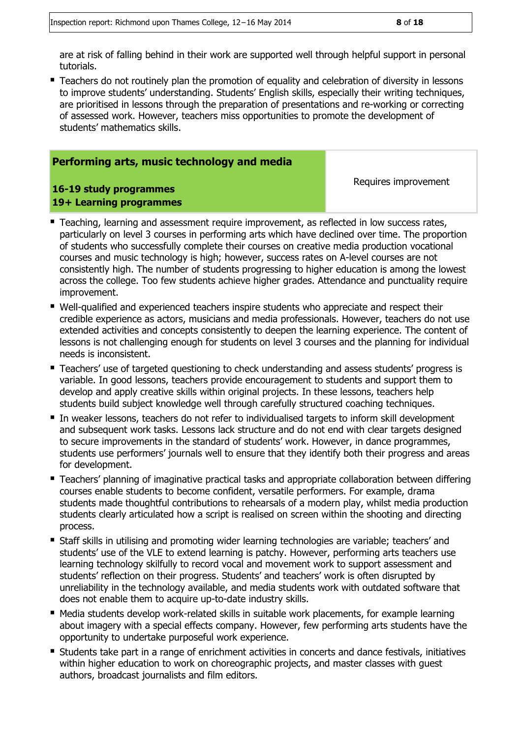are at risk of falling behind in their work are supported well through helpful support in personal tutorials.

- Teachers do not routinely plan the promotion of equality and celebration of diversity in lessons to improve students' understanding. Students' English skills, especially their writing techniques, are prioritised in lessons through the preparation of presentations and re-working or correcting of assessed work. However, teachers miss opportunities to promote the development of students' mathematics skills.

| **Performing arts, music technology and media**<br><br>**16-19 study programmes**<br>**19+ Learning programmes** | Requires improvement |
|---|---|

- Teaching, learning and assessment require improvement, as reflected in low success rates, particularly on level 3 courses in performing arts which have declined over time. The proportion of students who successfully complete their courses on creative media production vocational courses and music technology is high; however, success rates on A-level courses are not consistently high. The number of students progressing to higher education is among the lowest across the college. Too few students achieve higher grades. Attendance and punctuality require improvement.
- Well-qualified and experienced teachers inspire students who appreciate and respect their credible experience as actors, musicians and media professionals. However, teachers do not use extended activities and concepts consistently to deepen the learning experience. The content of lessons is not challenging enough for students on level 3 courses and the planning for individual needs is inconsistent.
- Teachers' use of targeted questioning to check understanding and assess students' progress is variable. In good lessons, teachers provide encouragement to students and support them to develop and apply creative skills within original projects. In these lessons, teachers help students build subject knowledge well through carefully structured coaching techniques.
- In weaker lessons, teachers do not refer to individualised targets to inform skill development and subsequent work tasks. Lessons lack structure and do not end with clear targets designed to secure improvements in the standard of students' work. However, in dance programmes, students use performers' journals well to ensure that they identify both their progress and areas for development.
- Teachers' planning of imaginative practical tasks and appropriate collaboration between differing courses enable students to become confident, versatile performers. For example, drama students made thoughtful contributions to rehearsals of a modern play, whilst media production students clearly articulated how a script is realised on screen within the shooting and directing process.
- Staff skills in utilising and promoting wider learning technologies are variable; teachers' and students' use of the VLE to extend learning is patchy. However, performing arts teachers use learning technology skilfully to record vocal and movement work to support assessment and students' reflection on their progress. Students' and teachers' work is often disrupted by unreliability in the technology available, and media students work with outdated software that does not enable them to acquire up-to-date industry skills.
- Media students develop work-related skills in suitable work placements, for example learning about imagery with a special effects company. However, few performing arts students have the opportunity to undertake purposeful work experience.
- Students take part in a range of enrichment activities in concerts and dance festivals, initiatives within higher education to work on choreographic projects, and master classes with guest authors, broadcast journalists and film editors.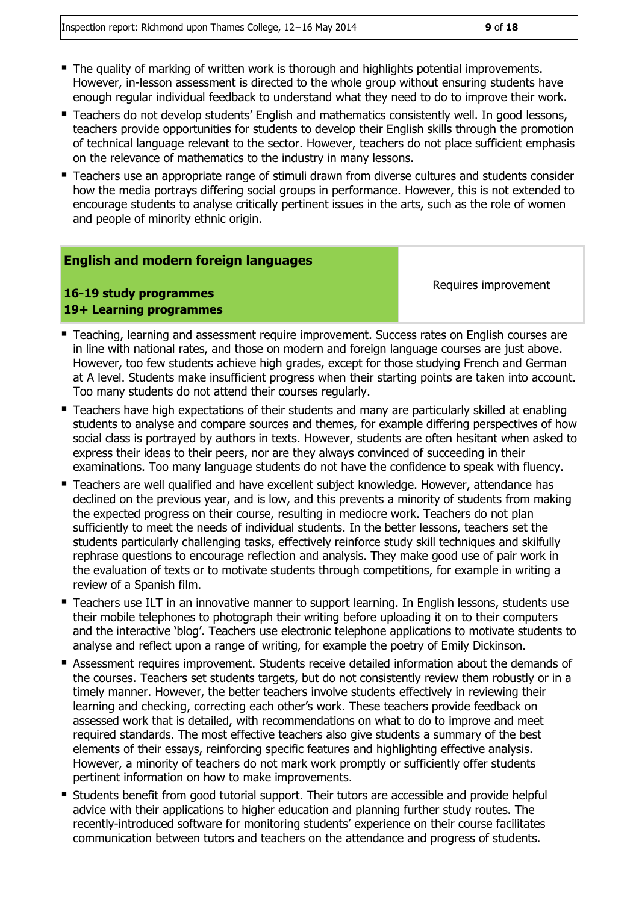- The quality of marking of written work is thorough and highlights potential improvements. However, in-lesson assessment is directed to the whole group without ensuring students have enough regular individual feedback to understand what they need to do to improve their work.
- Teachers do not develop students' English and mathematics consistently well. In good lessons, teachers provide opportunities for students to develop their English skills through the promotion of technical language relevant to the sector. However, teachers do not place sufficient emphasis on the relevance of mathematics to the industry in many lessons.
- Teachers use an appropriate range of stimuli drawn from diverse cultures and students consider how the media portrays differing social groups in performance. However, this is not extended to encourage students to analyse critically pertinent issues in the arts, such as the role of women and people of minority ethnic origin.

| **English and modern foreign languages**<br><br>**16-19 study programmes**<br>**19+ Learning programmes** | Requires improvement |
|---|---|

- Teaching, learning and assessment require improvement. Success rates on English courses are in line with national rates, and those on modern and foreign language courses are just above. However, too few students achieve high grades, except for those studying French and German at A level. Students make insufficient progress when their starting points are taken into account. Too many students do not attend their courses regularly.
- Teachers have high expectations of their students and many are particularly skilled at enabling students to analyse and compare sources and themes, for example differing perspectives of how social class is portrayed by authors in texts. However, students are often hesitant when asked to express their ideas to their peers, nor are they always convinced of succeeding in their examinations. Too many language students do not have the confidence to speak with fluency.
- Teachers are well qualified and have excellent subject knowledge. However, attendance has declined on the previous year, and is low, and this prevents a minority of students from making the expected progress on their course, resulting in mediocre work. Teachers do not plan sufficiently to meet the needs of individual students. In the better lessons, teachers set the students particularly challenging tasks, effectively reinforce study skill techniques and skilfully rephrase questions to encourage reflection and analysis. They make good use of pair work in the evaluation of texts or to motivate students through competitions, for example in writing a review of a Spanish film.
- Teachers use ILT in an innovative manner to support learning. In English lessons, students use their mobile telephones to photograph their writing before uploading it on to their computers and the interactive 'blog'. Teachers use electronic telephone applications to motivate students to analyse and reflect upon a range of writing, for example the poetry of Emily Dickinson.
- Assessment requires improvement. Students receive detailed information about the demands of the courses. Teachers set students targets, but do not consistently review them robustly or in a timely manner. However, the better teachers involve students effectively in reviewing their learning and checking, correcting each other's work. These teachers provide feedback on assessed work that is detailed, with recommendations on what to do to improve and meet required standards. The most effective teachers also give students a summary of the best elements of their essays, reinforcing specific features and highlighting effective analysis. However, a minority of teachers do not mark work promptly or sufficiently offer students pertinent information on how to make improvements.
- Students benefit from good tutorial support. Their tutors are accessible and provide helpful advice with their applications to higher education and planning further study routes. The recently-introduced software for monitoring students' experience on their course facilitates communication between tutors and teachers on the attendance and progress of students.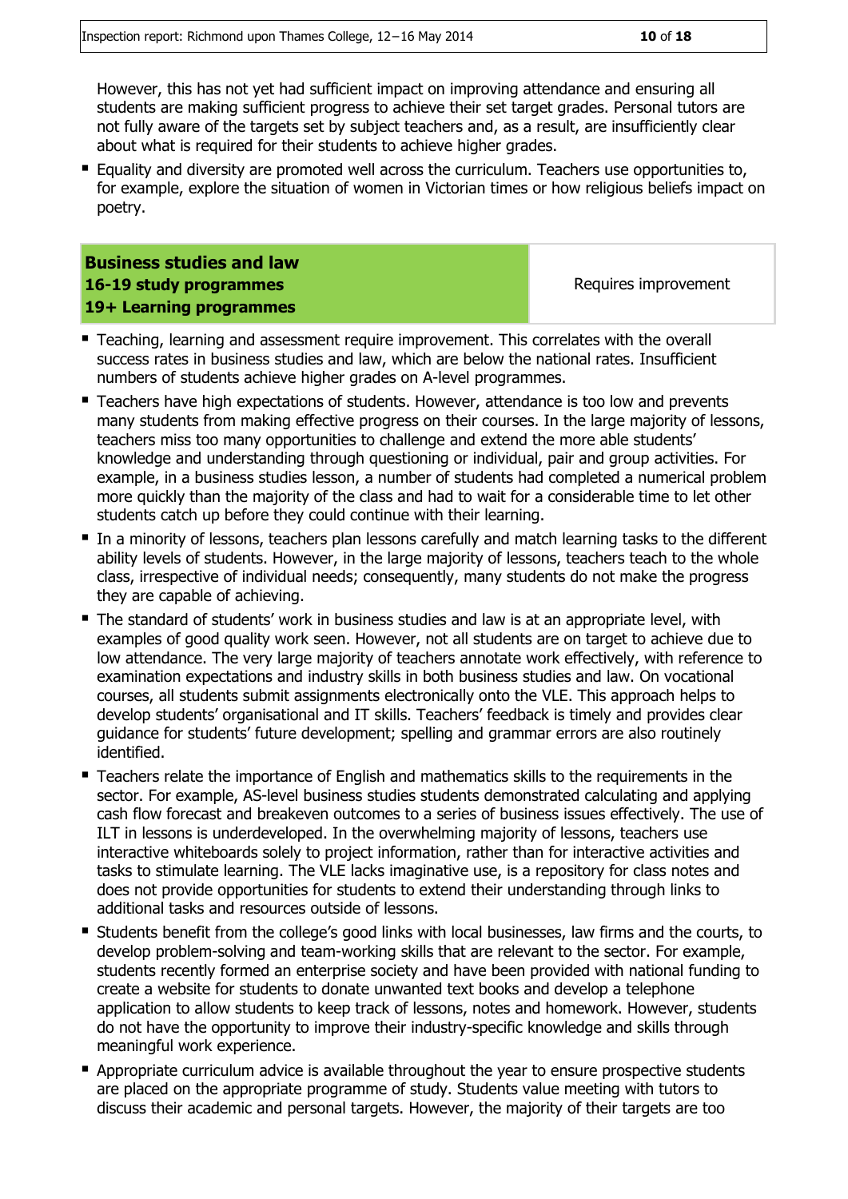However, this has not yet had sufficient impact on improving attendance and ensuring all students are making sufficient progress to achieve their set target grades. Personal tutors are not fully aware of the targets set by subject teachers and, as a result, are insufficiently clear about what is required for their students to achieve higher grades.

- Equality and diversity are promoted well across the curriculum. Teachers use opportunities to, for example, explore the situation of women in Victorian times or how religious beliefs impact on poetry.

| **Business studies and law**<br>**16-19 study programmes**<br>**19+ Learning programmes** | Requires improvement |
|---|---|

- Teaching, learning and assessment require improvement. This correlates with the overall success rates in business studies and law, which are below the national rates. Insufficient numbers of students achieve higher grades on A-level programmes.
- Teachers have high expectations of students. However, attendance is too low and prevents many students from making effective progress on their courses. In the large majority of lessons, teachers miss too many opportunities to challenge and extend the more able students' knowledge and understanding through questioning or individual, pair and group activities. For example, in a business studies lesson, a number of students had completed a numerical problem more quickly than the majority of the class and had to wait for a considerable time to let other students catch up before they could continue with their learning.
- In a minority of lessons, teachers plan lessons carefully and match learning tasks to the different ability levels of students. However, in the large majority of lessons, teachers teach to the whole class, irrespective of individual needs; consequently, many students do not make the progress they are capable of achieving.
- The standard of students' work in business studies and law is at an appropriate level, with examples of good quality work seen. However, not all students are on target to achieve due to low attendance. The very large majority of teachers annotate work effectively, with reference to examination expectations and industry skills in both business studies and law. On vocational courses, all students submit assignments electronically onto the VLE. This approach helps to develop students' organisational and IT skills. Teachers' feedback is timely and provides clear guidance for students' future development; spelling and grammar errors are also routinely identified.
- Teachers relate the importance of English and mathematics skills to the requirements in the sector. For example, AS-level business studies students demonstrated calculating and applying cash flow forecast and breakeven outcomes to a series of business issues effectively. The use of ILT in lessons is underdeveloped. In the overwhelming majority of lessons, teachers use interactive whiteboards solely to project information, rather than for interactive activities and tasks to stimulate learning. The VLE lacks imaginative use, is a repository for class notes and does not provide opportunities for students to extend their understanding through links to additional tasks and resources outside of lessons.
- Students benefit from the college's good links with local businesses, law firms and the courts, to develop problem-solving and team-working skills that are relevant to the sector. For example, students recently formed an enterprise society and have been provided with national funding to create a website for students to donate unwanted text books and develop a telephone application to allow students to keep track of lessons, notes and homework. However, students do not have the opportunity to improve their industry-specific knowledge and skills through meaningful work experience.
- Appropriate curriculum advice is available throughout the year to ensure prospective students are placed on the appropriate programme of study. Students value meeting with tutors to discuss their academic and personal targets. However, the majority of their targets are too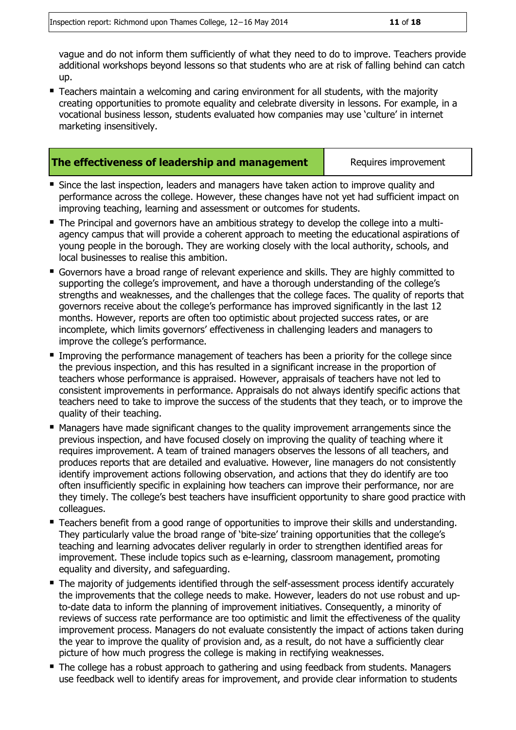vague and do not inform them sufficiently of what they need to do to improve. Teachers provide additional workshops beyond lessons so that students who are at risk of falling behind can catch up.

- Teachers maintain a welcoming and caring environment for all students, with the majority creating opportunities to promote equality and celebrate diversity in lessons. For example, in a vocational business lesson, students evaluated how companies may use 'culture' in internet marketing insensitively.

| **The effectiveness of leadership and management** | Requires improvement |
|---|---|

- Since the last inspection, leaders and managers have taken action to improve quality and performance across the college. However, these changes have not yet had sufficient impact on improving teaching, learning and assessment or outcomes for students.
- The Principal and governors have an ambitious strategy to develop the college into a multi-agency campus that will provide a coherent approach to meeting the educational aspirations of young people in the borough. They are working closely with the local authority, schools, and local businesses to realise this ambition.
- Governors have a broad range of relevant experience and skills. They are highly committed to supporting the college's improvement, and have a thorough understanding of the college's strengths and weaknesses, and the challenges that the college faces. The quality of reports that governors receive about the college's performance has improved significantly in the last 12 months. However, reports are often too optimistic about projected success rates, or are incomplete, which limits governors' effectiveness in challenging leaders and managers to improve the college's performance.
- Improving the performance management of teachers has been a priority for the college since the previous inspection, and this has resulted in a significant increase in the proportion of teachers whose performance is appraised. However, appraisals of teachers have not led to consistent improvements in performance. Appraisals do not always identify specific actions that teachers need to take to improve the success of the students that they teach, or to improve the quality of their teaching.
- Managers have made significant changes to the quality improvement arrangements since the previous inspection, and have focused closely on improving the quality of teaching where it requires improvement. A team of trained managers observes the lessons of all teachers, and produces reports that are detailed and evaluative. However, line managers do not consistently identify improvement actions following observation, and actions that they do identify are too often insufficiently specific in explaining how teachers can improve their performance, nor are they timely. The college's best teachers have insufficient opportunity to share good practice with colleagues.
- Teachers benefit from a good range of opportunities to improve their skills and understanding. They particularly value the broad range of 'bite-size' training opportunities that the college's teaching and learning advocates deliver regularly in order to strengthen identified areas for improvement. These include topics such as e-learning, classroom management, promoting equality and diversity, and safeguarding.
- The majority of judgements identified through the self-assessment process identify accurately the improvements that the college needs to make. However, leaders do not use robust and up-to-date data to inform the planning of improvement initiatives. Consequently, a minority of reviews of success rate performance are too optimistic and limit the effectiveness of the quality improvement process. Managers do not evaluate consistently the impact of actions taken during the year to improve the quality of provision and, as a result, do not have a sufficiently clear picture of how much progress the college is making in rectifying weaknesses.
- The college has a robust approach to gathering and using feedback from students. Managers use feedback well to identify areas for improvement, and provide clear information to students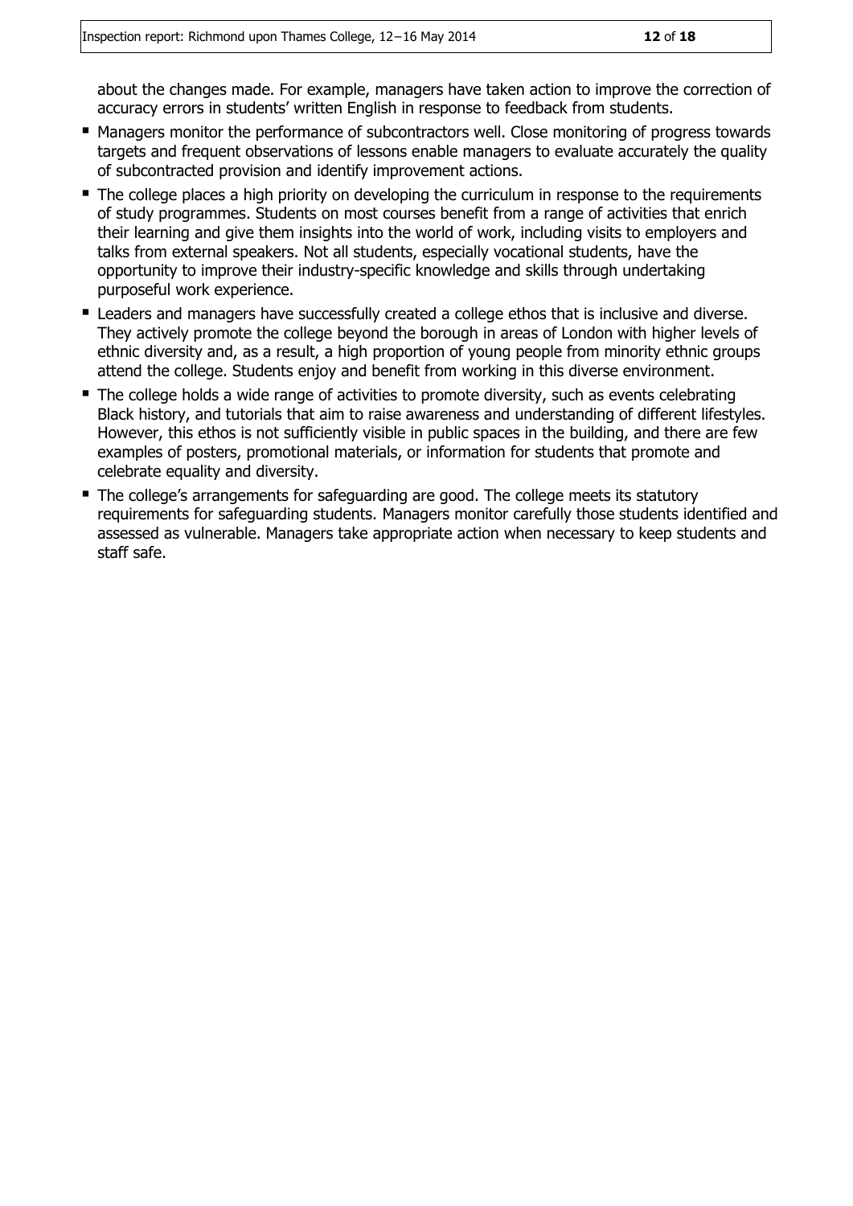about the changes made. For example, managers have taken action to improve the correction of accuracy errors in students' written English in response to feedback from students.

- Managers monitor the performance of subcontractors well. Close monitoring of progress towards targets and frequent observations of lessons enable managers to evaluate accurately the quality of subcontracted provision and identify improvement actions.
- The college places a high priority on developing the curriculum in response to the requirements of study programmes. Students on most courses benefit from a range of activities that enrich their learning and give them insights into the world of work, including visits to employers and talks from external speakers. Not all students, especially vocational students, have the opportunity to improve their industry-specific knowledge and skills through undertaking purposeful work experience.
- Leaders and managers have successfully created a college ethos that is inclusive and diverse. They actively promote the college beyond the borough in areas of London with higher levels of ethnic diversity and, as a result, a high proportion of young people from minority ethnic groups attend the college. Students enjoy and benefit from working in this diverse environment.
- The college holds a wide range of activities to promote diversity, such as events celebrating Black history, and tutorials that aim to raise awareness and understanding of different lifestyles. However, this ethos is not sufficiently visible in public spaces in the building, and there are few examples of posters, promotional materials, or information for students that promote and celebrate equality and diversity.
- The college's arrangements for safeguarding are good. The college meets its statutory requirements for safeguarding students. Managers monitor carefully those students identified and assessed as vulnerable. Managers take appropriate action when necessary to keep students and staff safe.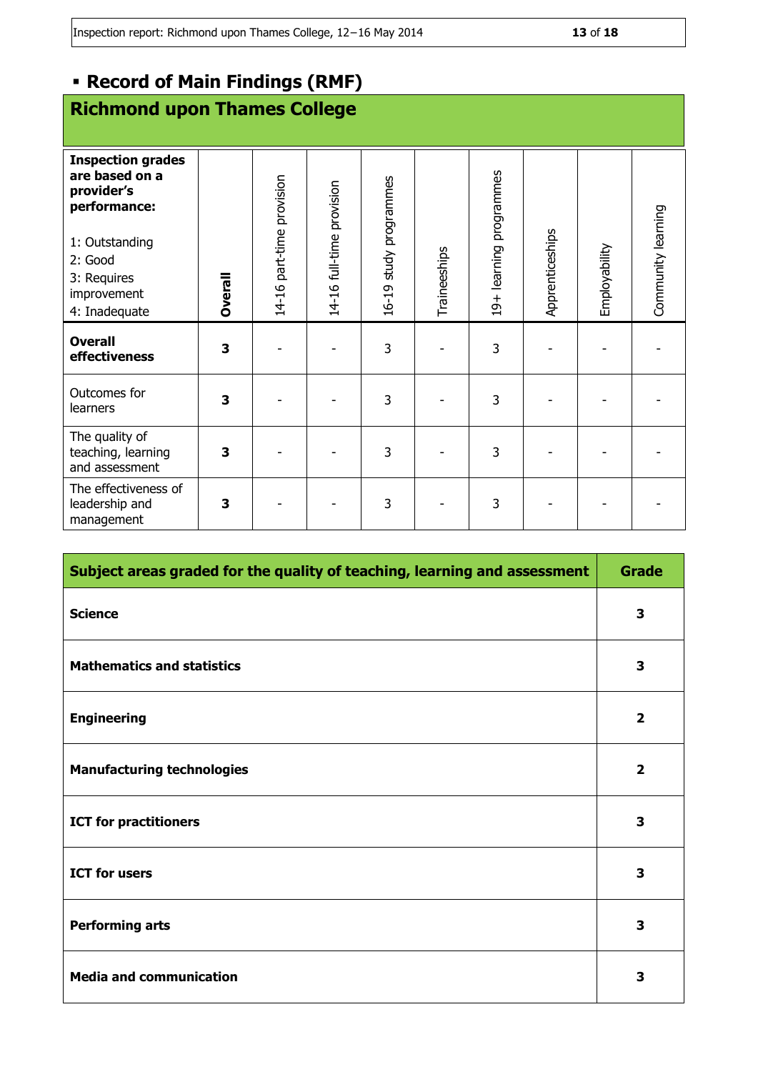## ▪ Record of Main Findings (RMF)

### Richmond upon Thames College

| Inspection grades are based on a provider's performance:<br><br>1: Outstanding<br>2: Good<br>3: Requires improvement<br>4: Inadequate | **Overall** | 14-16 part-time provision | 14-16 full-time provision | 16-19 study programmes | Traineeships | 19+ learning programmes | Apprenticeships | Employability | Community learning |
|---|---|---|---|---|---|---|---|---|---|
| **Overall effectiveness** | **3** | - | - | 3 | - | 3 | - | - | - |
| Outcomes for learners | **3** | - | - | 3 | - | 3 | - | - | - |
| The quality of teaching, learning and assessment | **3** | - | - | 3 | - | 3 | - | - | - |
| The effectiveness of leadership and management | **3** | - | - | 3 | - | 3 | - | - | - |

| Subject areas graded for the quality of teaching, learning and assessment | Grade |
|---|---|
| **Science** | **3** |
| **Mathematics and statistics** | **3** |
| **Engineering** | **2** |
| **Manufacturing technologies** | **2** |
| **ICT for practitioners** | **3** |
| **ICT for users** | **3** |
| **Performing arts** | **3** |
| **Media and communication** | **3** |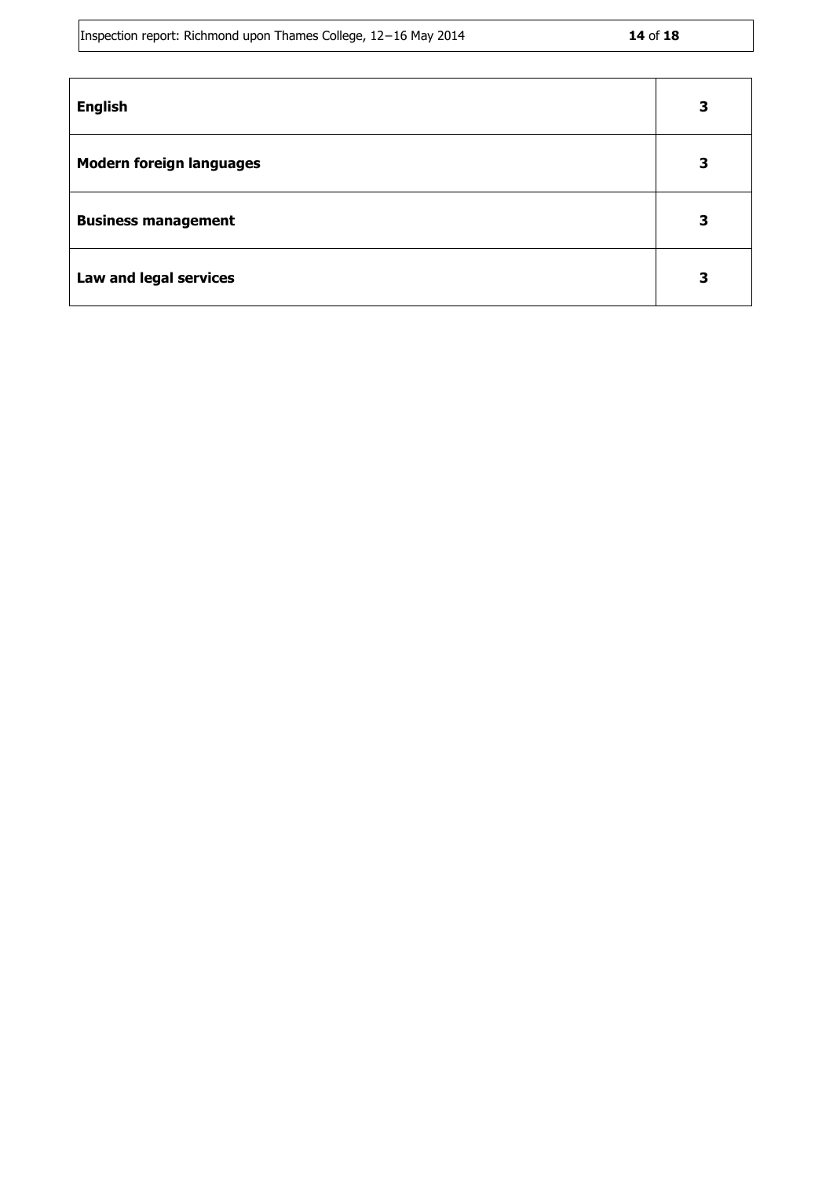| | |
|---|---|
| **English** | **3** |
| **Modern foreign languages** | **3** |
| **Business management** | **3** |
| **Law and legal services** | **3** |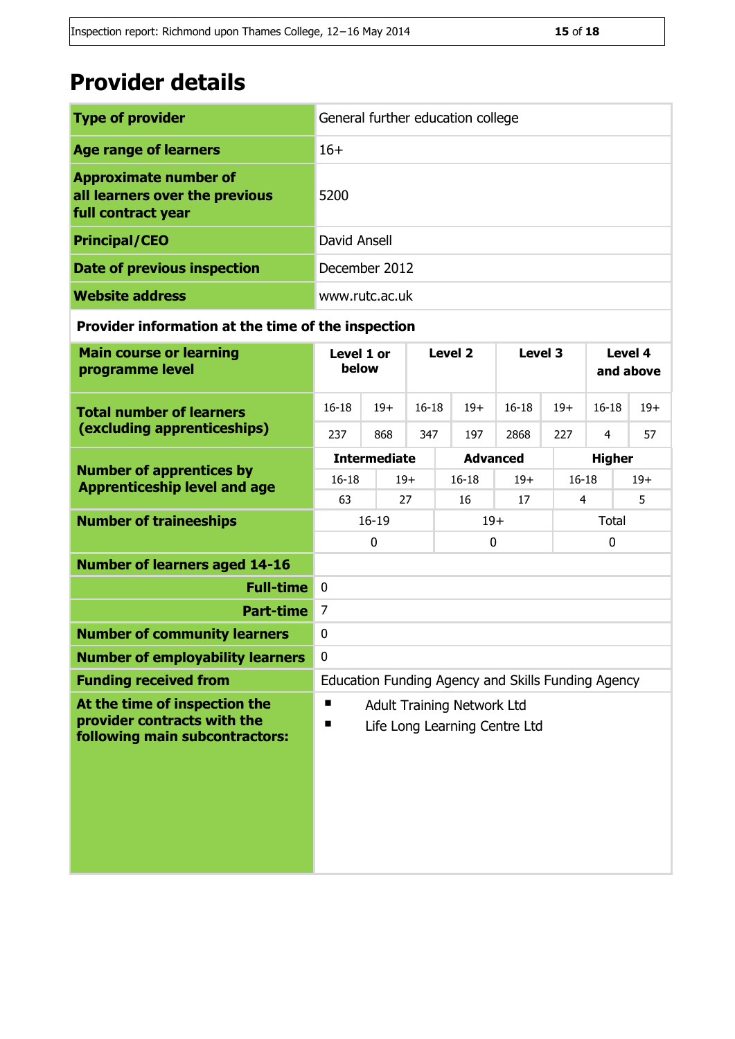# Provider details

| | |
|---|---|
| **Type of provider** | General further education college |
| **Age range of learners** | 16+ |
| **Approximate number of all learners over the previous full contract year** | 5200 |
| **Principal/CEO** | David Ansell |
| **Date of previous inspection** | December 2012 |
| **Website address** | www.rutc.ac.uk |

**Provider information at the time of the inspection**

| **Main course or learning programme level** | **Level 1 or below** | | **Level 2** | | **Level 3** | | **Level 4 and above** | |
|---|---|---|---|---|---|---|---|---|
| **Total number of learners (excluding apprenticeships)** | 16-18 | 19+ | 16-18 | 19+ | 16-18 | 19+ | 16-18 | 19+ |
| | 237 | 868 | 347 | 197 | 2868 | 227 | 4 | 57 |

| **Number of apprentices by Apprenticeship level and age** | **Intermediate** | | **Advanced** | | **Higher** | |
|---|---|---|---|---|---|---|
| | 16-18 | 19+ | 16-18 | 19+ | 16-18 | 19+ |
| | 63 | 27 | 16 | 17 | 4 | 5 |

| **Number of traineeships** | 16-19 | 19+ | Total |
|---|---|---|---|
| | 0 | 0 | 0 |

| | |
|---|---|
| **Number of learners aged 14-16** | |
| **Full-time** | 0 |
| **Part-time** | 7 |
| **Number of community learners** | 0 |
| **Number of employability learners** | 0 |
| **Funding received from** | Education Funding Agency and Skills Funding Agency |
| **At the time of inspection the provider contracts with the following main subcontractors:** | ▪ Adult Training Network Ltd<br>▪ Life Long Learning Centre Ltd |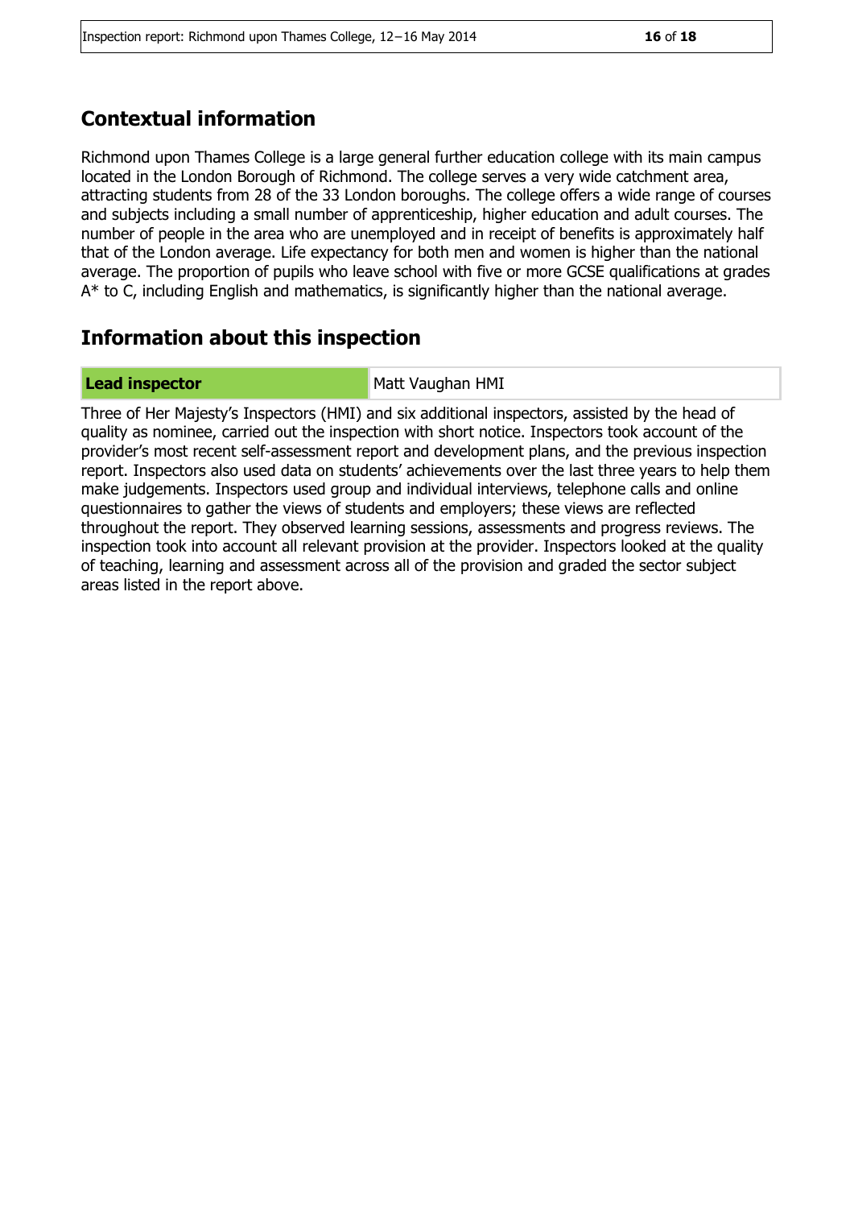## Contextual information

Richmond upon Thames College is a large general further education college with its main campus located in the London Borough of Richmond. The college serves a very wide catchment area, attracting students from 28 of the 33 London boroughs. The college offers a wide range of courses and subjects including a small number of apprenticeship, higher education and adult courses. The number of people in the area who are unemployed and in receipt of benefits is approximately half that of the London average. Life expectancy for both men and women is higher than the national average. The proportion of pupils who leave school with five or more GCSE qualifications at grades A* to C, including English and mathematics, is significantly higher than the national average.

## Information about this inspection

| **Lead inspector** | Matt Vaughan HMI |
| --- | --- |

Three of Her Majesty's Inspectors (HMI) and six additional inspectors, assisted by the head of quality as nominee, carried out the inspection with short notice. Inspectors took account of the provider's most recent self-assessment report and development plans, and the previous inspection report. Inspectors also used data on students' achievements over the last three years to help them make judgements. Inspectors used group and individual interviews, telephone calls and online questionnaires to gather the views of students and employers; these views are reflected throughout the report. They observed learning sessions, assessments and progress reviews. The inspection took into account all relevant provision at the provider. Inspectors looked at the quality of teaching, learning and assessment across all of the provision and graded the sector subject areas listed in the report above.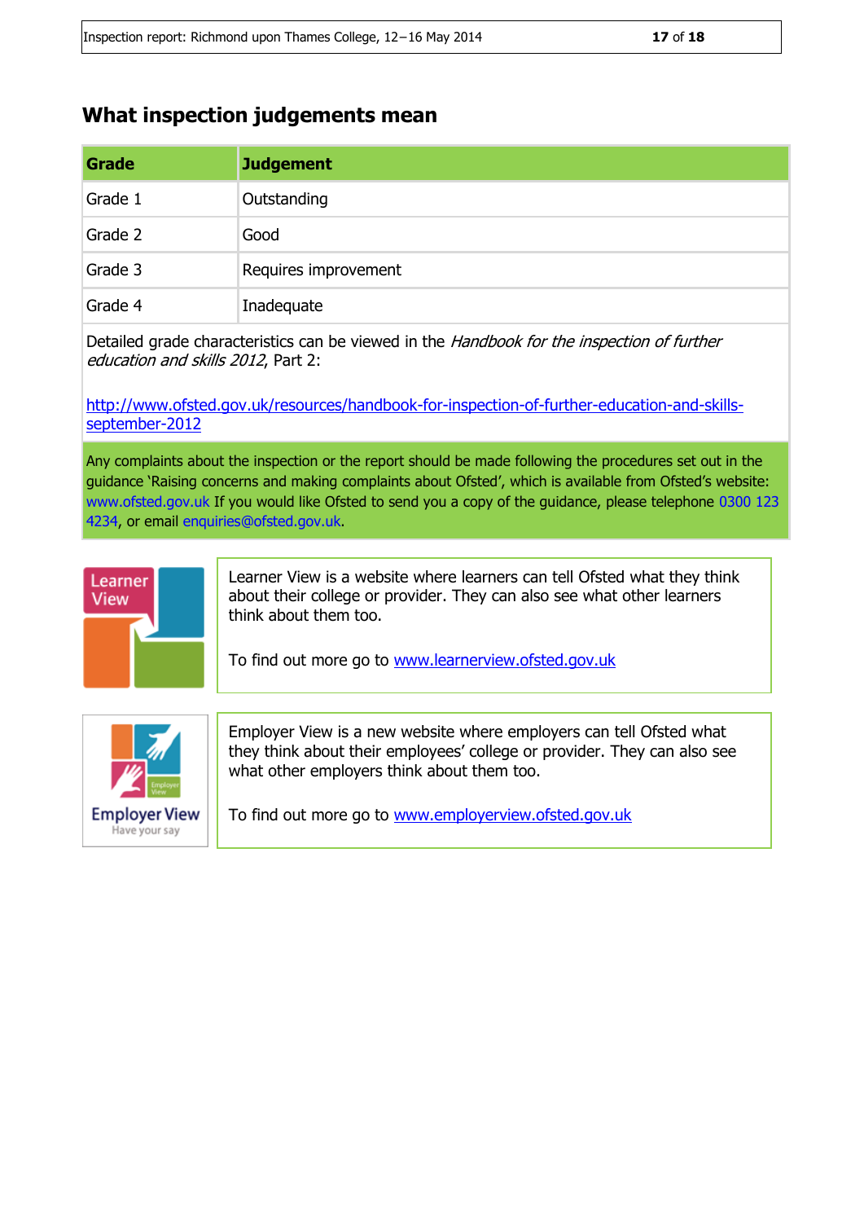## What inspection judgements mean

| Grade | Judgement |
|---|---|
| Grade 1 | Outstanding |
| Grade 2 | Good |
| Grade 3 | Requires improvement |
| Grade 4 | Inadequate |

Detailed grade characteristics can be viewed in the *Handbook for the inspection of further education and skills 2012*, Part 2:

http://www.ofsted.gov.uk/resources/handbook-for-inspection-of-further-education-and-skills-september-2012

Any complaints about the inspection or the report should be made following the procedures set out in the guidance 'Raising concerns and making complaints about Ofsted', which is available from Ofsted's website: www.ofsted.gov.uk If you would like Ofsted to send you a copy of the guidance, please telephone 0300 123 4234, or email enquiries@ofsted.gov.uk.

Learner View is a website where learners can tell Ofsted what they think about their college or provider. They can also see what other learners think about them too.

To find out more go to www.learnerview.ofsted.gov.uk

Employer View is a new website where employers can tell Ofsted what they think about their employees' college or provider. They can also see what other employers think about them too.

To find out more go to www.employerview.ofsted.gov.uk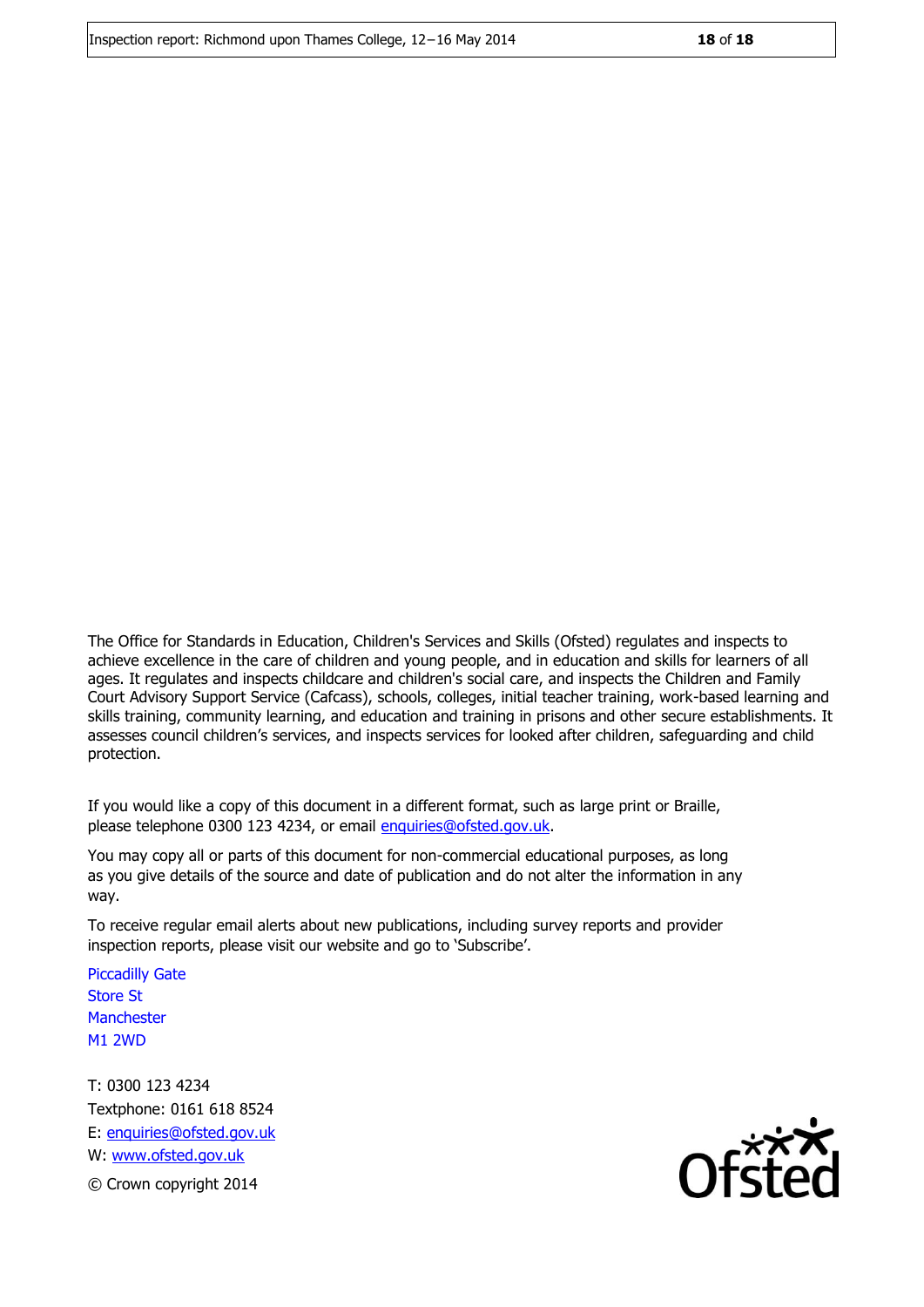The Office for Standards in Education, Children's Services and Skills (Ofsted) regulates and inspects to achieve excellence in the care of children and young people, and in education and skills for learners of all ages. It regulates and inspects childcare and children's social care, and inspects the Children and Family Court Advisory Support Service (Cafcass), schools, colleges, initial teacher training, work-based learning and skills training, community learning, and education and training in prisons and other secure establishments. It assesses council children's services, and inspects services for looked after children, safeguarding and child protection.

If you would like a copy of this document in a different format, such as large print or Braille, please telephone 0300 123 4234, or email enquiries@ofsted.gov.uk.

You may copy all or parts of this document for non-commercial educational purposes, as long as you give details of the source and date of publication and do not alter the information in any way.

To receive regular email alerts about new publications, including survey reports and provider inspection reports, please visit our website and go to 'Subscribe'.

Piccadilly Gate
Store St
Manchester
M1 2WD

T: 0300 123 4234
Textphone: 0161 618 8524
E: enquiries@ofsted.gov.uk
W: www.ofsted.gov.uk

© Crown copyright 2014

Ofsted